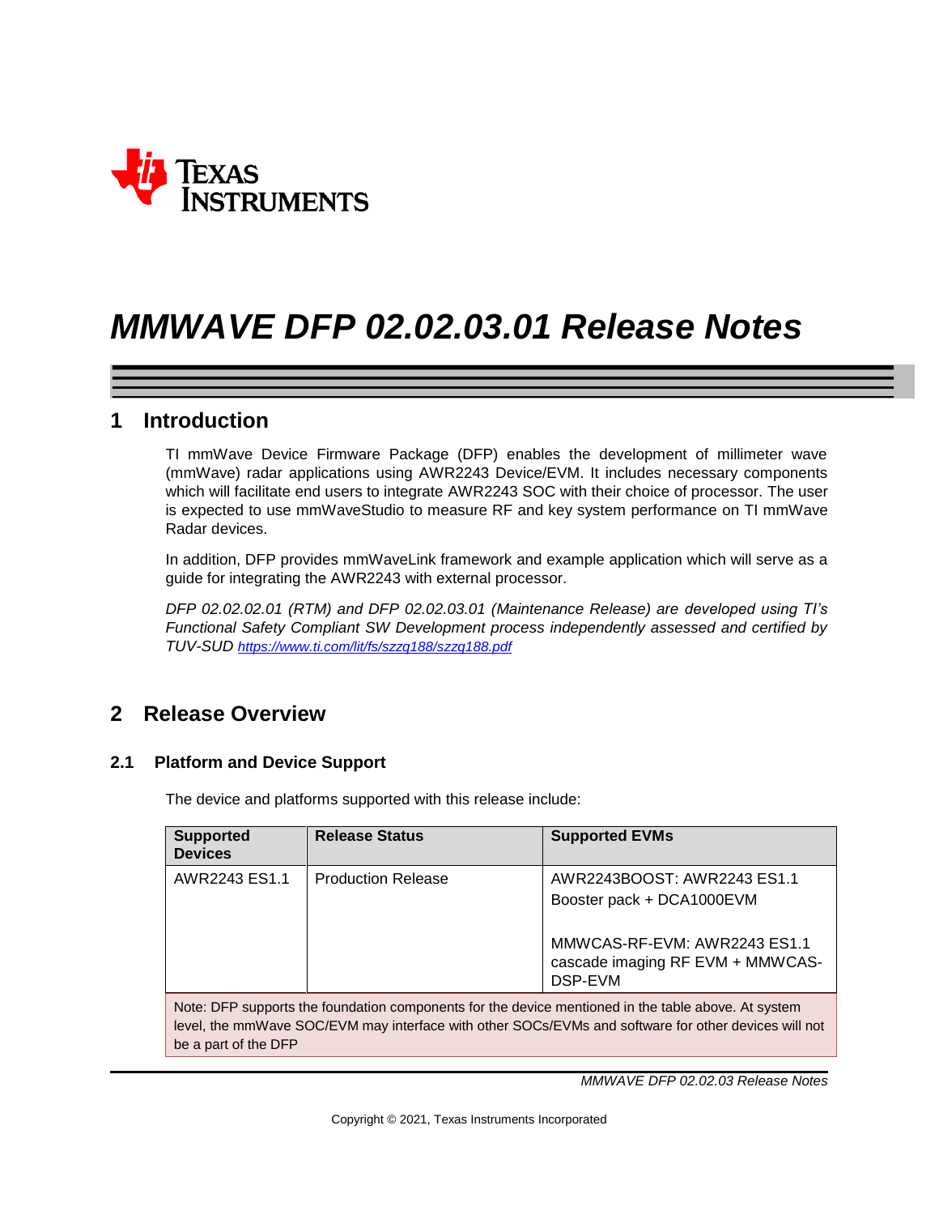# MMWAVE DFP 02.02.03.01 Release Notes

## 1 Introduction

TI mmWave Device Firmware Package (DFP) enables the development of millimeter wave (mmWave) radar applications using AWR2243 Device/EVM. It includes necessary components which will facilitate end users to integrate AWR2243 SOC with their choice of processor. The user is expected to use mmWaveStudio to measure RF and key system performance on TI mmWave Radar devices.

In addition, DFP provides mmWaveLink framework and example application which will serve as a guide for integrating the AWR2243 with external processor.

*DFP 02.02.02.01 (RTM) and DFP 02.02.03.01 (Maintenance Release) are developed using TI's Functional Safety Compliant SW Development process independently assessed and certified by TUV-SUD* *https://www.ti.com/lit/fs/szzq188/szzq188.pdf*

## 2 Release Overview

### 2.1 Platform and Device Support

The device and platforms supported with this release include:

| Supported Devices | Release Status | Supported EVMs |
|---|---|---|
| AWR2243 ES1.1 | Production Release | AWR2243BOOST: AWR2243 ES1.1 Booster pack + DCA1000EVM<br><br>MMWCAS-RF-EVM: AWR2243 ES1.1 cascade imaging RF EVM + MMWCAS-DSP-EVM |
| Note: DFP supports the foundation components for the device mentioned in the table above. At system level, the mmWave SOC/EVM may interface with other SOCs/EVMs and software for other devices will not be a part of the DFP | | |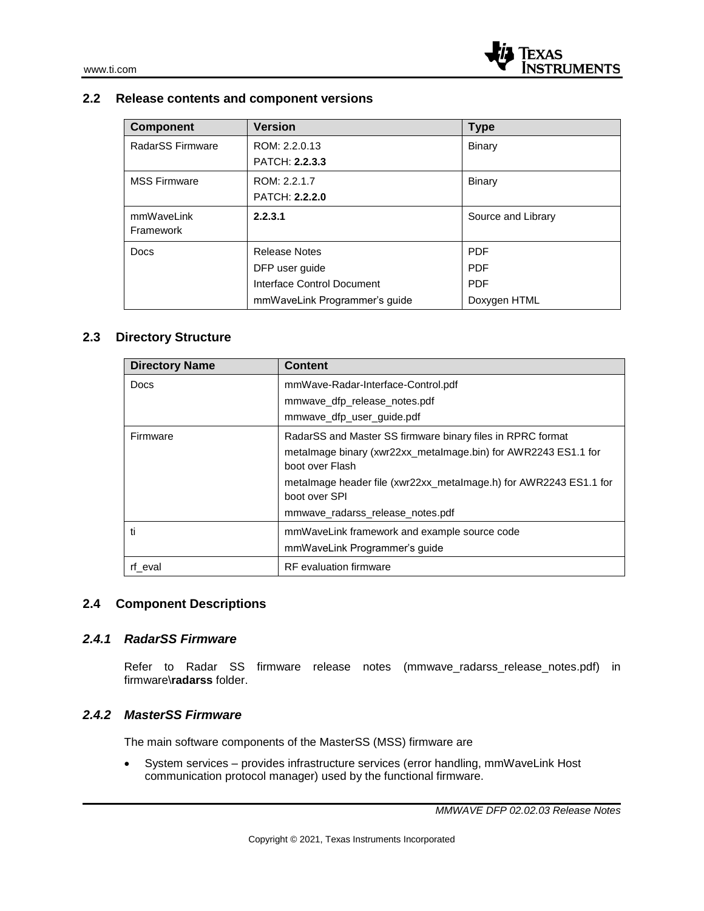## 2.2 Release contents and component versions

| Component | Version | Type |
|---|---|---|
| RadarSS Firmware | ROM: 2.2.0.13<br>PATCH: **2.2.3.3** | Binary |
| MSS Firmware | ROM: 2.2.1.7<br>PATCH: **2.2.2.0** | Binary |
| mmWaveLink Framework | **2.2.3.1** | Source and Library |
| Docs | Release Notes<br>DFP user guide<br>Interface Control Document<br>mmWaveLink Programmer's guide | PDF<br>PDF<br>PDF<br>Doxygen HTML |

## 2.3 Directory Structure

| Directory Name | Content |
|---|---|
| Docs | mmWave-Radar-Interface-Control.pdf<br>mmwave_dfp_release_notes.pdf<br>mmwave_dfp_user_guide.pdf |
| Firmware | RadarSS and Master SS firmware binary files in RPRC format<br>metaImage binary (xwr22xx_metaImage.bin) for AWR2243 ES1.1 for boot over Flash<br>metaImage header file (xwr22xx_metaImage.h) for AWR2243 ES1.1 for boot over SPI<br>mmwave_radarss_release_notes.pdf |
| ti | mmWaveLink framework and example source code<br>mmWaveLink Programmer's guide |
| rf_eval | RF evaluation firmware |

## 2.4 Component Descriptions

### *2.4.1 RadarSS Firmware*

Refer to Radar SS firmware release notes (mmwave_radarss_release_notes.pdf) in firmware\\**radarss** folder.

### *2.4.2 MasterSS Firmware*

The main software components of the MasterSS (MSS) firmware are

- System services – provides infrastructure services (error handling, mmWaveLink Host communication protocol manager) used by the functional firmware.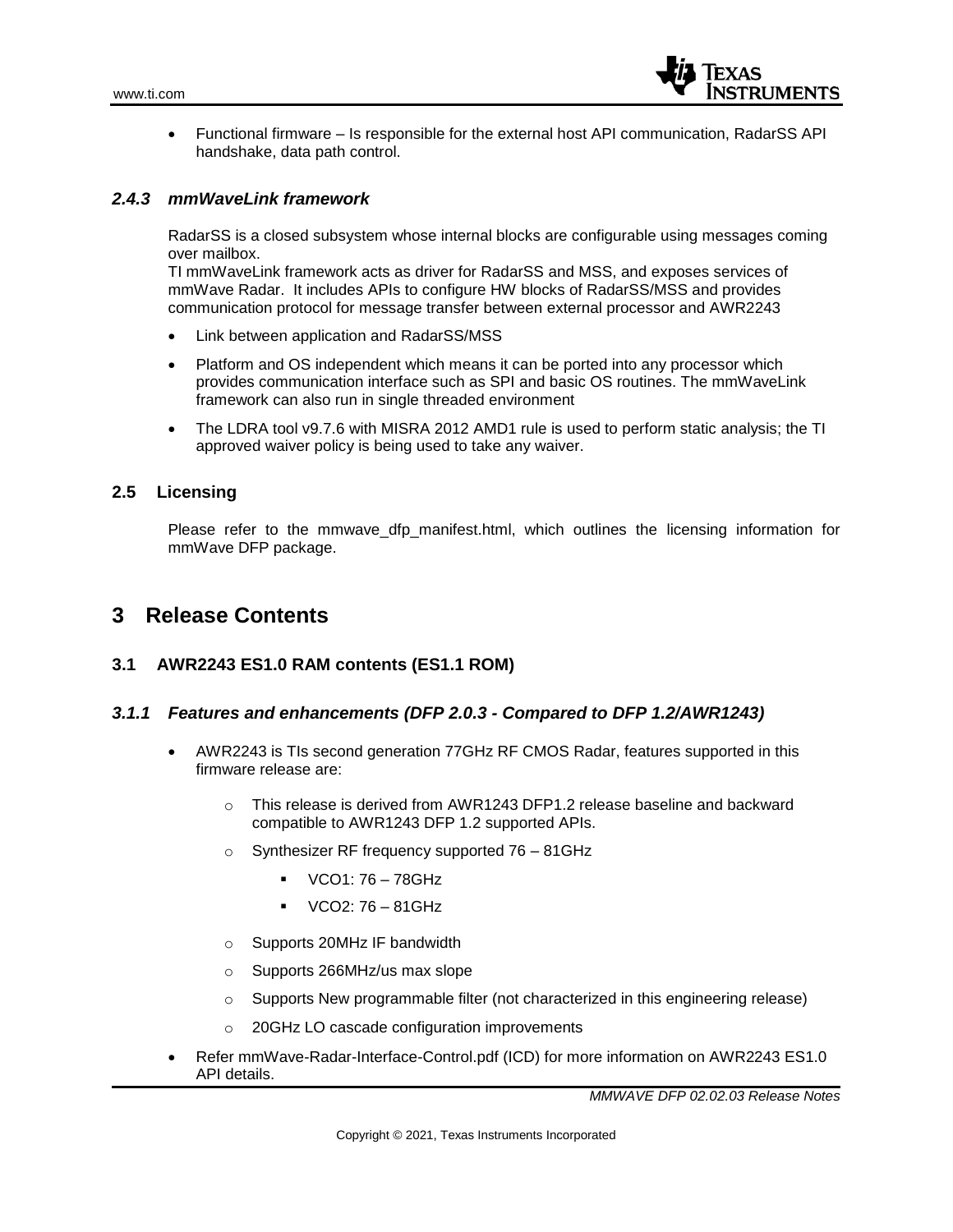- Functional firmware – Is responsible for the external host API communication, RadarSS API handshake, data path control.

### *2.4.3 mmWaveLink framework*

RadarSS is a closed subsystem whose internal blocks are configurable using messages coming over mailbox.
TI mmWaveLink framework acts as driver for RadarSS and MSS, and exposes services of mmWave Radar. It includes APIs to configure HW blocks of RadarSS/MSS and provides communication protocol for message transfer between external processor and AWR2243

- Link between application and RadarSS/MSS
- Platform and OS independent which means it can be ported into any processor which provides communication interface such as SPI and basic OS routines. The mmWaveLink framework can also run in single threaded environment
- The LDRA tool v9.7.6 with MISRA 2012 AMD1 rule is used to perform static analysis; the TI approved waiver policy is being used to take any waiver.

## 2.5 Licensing

Please refer to the mmwave_dfp_manifest.html, which outlines the licensing information for mmWave DFP package.

# 3 Release Contents

## 3.1 AWR2243 ES1.0 RAM contents (ES1.1 ROM)

### *3.1.1 Features and enhancements (DFP 2.0.3 - Compared to DFP 1.2/AWR1243)*

- AWR2243 is TIs second generation 77GHz RF CMOS Radar, features supported in this firmware release are:
  - This release is derived from AWR1243 DFP1.2 release baseline and backward compatible to AWR1243 DFP 1.2 supported APIs.
  - Synthesizer RF frequency supported 76 – 81GHz
    - VCO1: 76 – 78GHz
    - VCO2: 76 – 81GHz
  - Supports 20MHz IF bandwidth
  - Supports 266MHz/us max slope
  - Supports New programmable filter (not characterized in this engineering release)
  - 20GHz LO cascade configuration improvements
- Refer mmWave-Radar-Interface-Control.pdf (ICD) for more information on AWR2243 ES1.0 API details.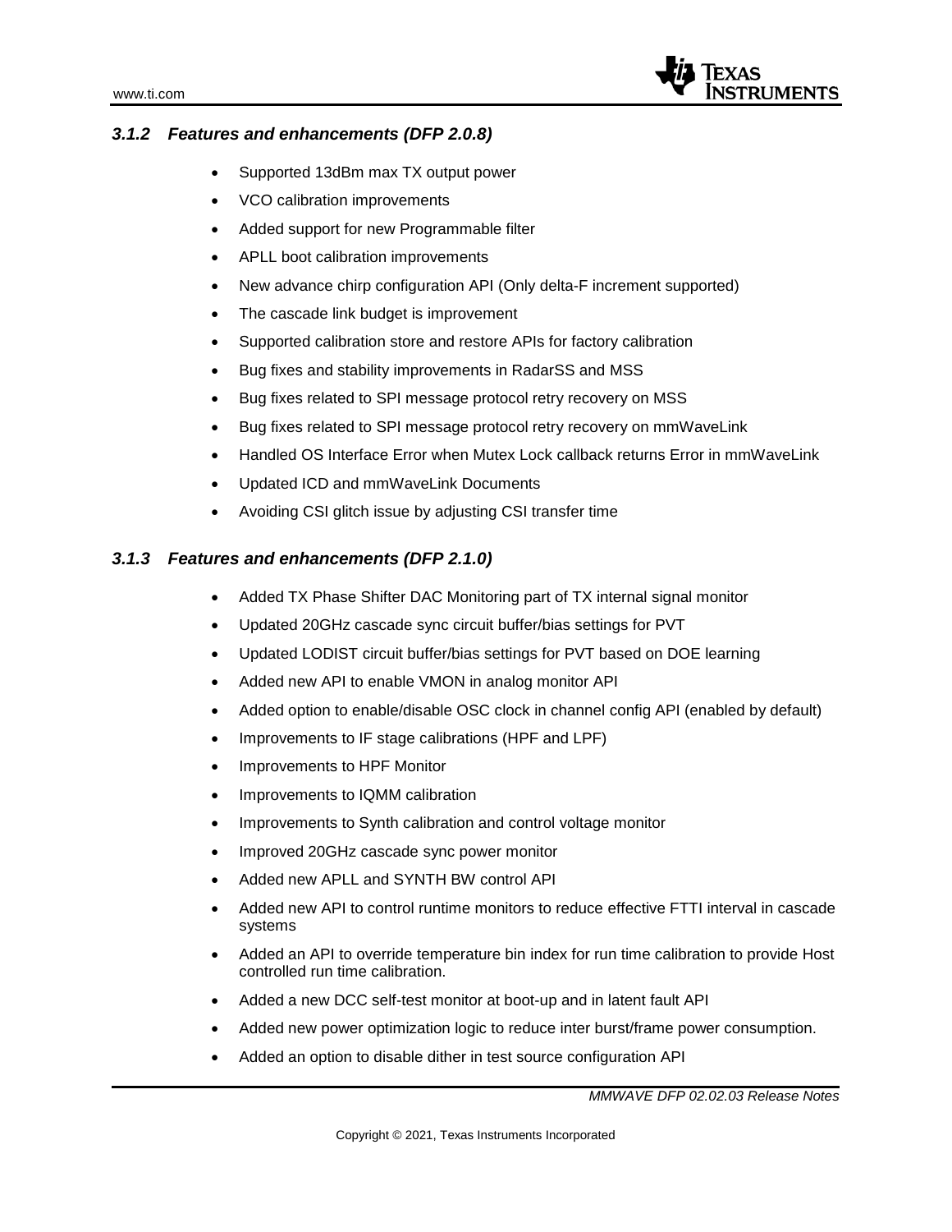### *3.1.2 Features and enhancements (DFP 2.0.8)*

- Supported 13dBm max TX output power
- VCO calibration improvements
- Added support for new Programmable filter
- APLL boot calibration improvements
- New advance chirp configuration API (Only delta-F increment supported)
- The cascade link budget is improvement
- Supported calibration store and restore APIs for factory calibration
- Bug fixes and stability improvements in RadarSS and MSS
- Bug fixes related to SPI message protocol retry recovery on MSS
- Bug fixes related to SPI message protocol retry recovery on mmWaveLink
- Handled OS Interface Error when Mutex Lock callback returns Error in mmWaveLink
- Updated ICD and mmWaveLink Documents
- Avoiding CSI glitch issue by adjusting CSI transfer time

### *3.1.3 Features and enhancements (DFP 2.1.0)*

- Added TX Phase Shifter DAC Monitoring part of TX internal signal monitor
- Updated 20GHz cascade sync circuit buffer/bias settings for PVT
- Updated LODIST circuit buffer/bias settings for PVT based on DOE learning
- Added new API to enable VMON in analog monitor API
- Added option to enable/disable OSC clock in channel config API (enabled by default)
- Improvements to IF stage calibrations (HPF and LPF)
- Improvements to HPF Monitor
- Improvements to IQMM calibration
- Improvements to Synth calibration and control voltage monitor
- Improved 20GHz cascade sync power monitor
- Added new APLL and SYNTH BW control API
- Added new API to control runtime monitors to reduce effective FTTI interval in cascade systems
- Added an API to override temperature bin index for run time calibration to provide Host controlled run time calibration.
- Added a new DCC self-test monitor at boot-up and in latent fault API
- Added new power optimization logic to reduce inter burst/frame power consumption.
- Added an option to disable dither in test source configuration API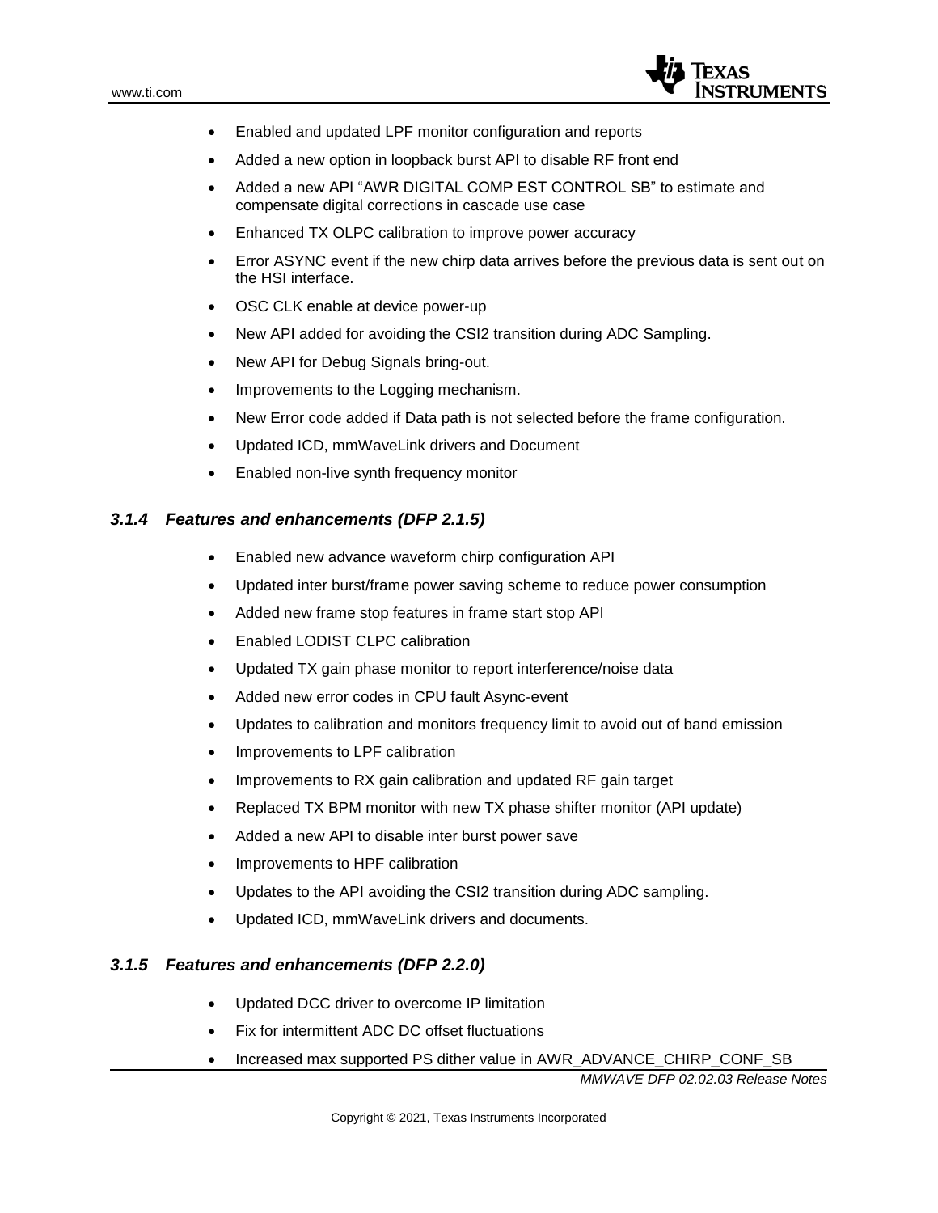- Enabled and updated LPF monitor configuration and reports
- Added a new option in loopback burst API to disable RF front end
- Added a new API "AWR DIGITAL COMP EST CONTROL SB" to estimate and compensate digital corrections in cascade use case
- Enhanced TX OLPC calibration to improve power accuracy
- Error ASYNC event if the new chirp data arrives before the previous data is sent out on the HSI interface.
- OSC CLK enable at device power-up
- New API added for avoiding the CSI2 transition during ADC Sampling.
- New API for Debug Signals bring-out.
- Improvements to the Logging mechanism.
- New Error code added if Data path is not selected before the frame configuration.
- Updated ICD, mmWaveLink drivers and Document
- Enabled non-live synth frequency monitor

### *3.1.4 Features and enhancements (DFP 2.1.5)*

- Enabled new advance waveform chirp configuration API
- Updated inter burst/frame power saving scheme to reduce power consumption
- Added new frame stop features in frame start stop API
- Enabled LODIST CLPC calibration
- Updated TX gain phase monitor to report interference/noise data
- Added new error codes in CPU fault Async-event
- Updates to calibration and monitors frequency limit to avoid out of band emission
- Improvements to LPF calibration
- Improvements to RX gain calibration and updated RF gain target
- Replaced TX BPM monitor with new TX phase shifter monitor (API update)
- Added a new API to disable inter burst power save
- Improvements to HPF calibration
- Updates to the API avoiding the CSI2 transition during ADC sampling.
- Updated ICD, mmWaveLink drivers and documents.

### *3.1.5 Features and enhancements (DFP 2.2.0)*

- Updated DCC driver to overcome IP limitation
- Fix for intermittent ADC DC offset fluctuations
- Increased max supported PS dither value in AWR_ADVANCE_CHIRP_CONF_SB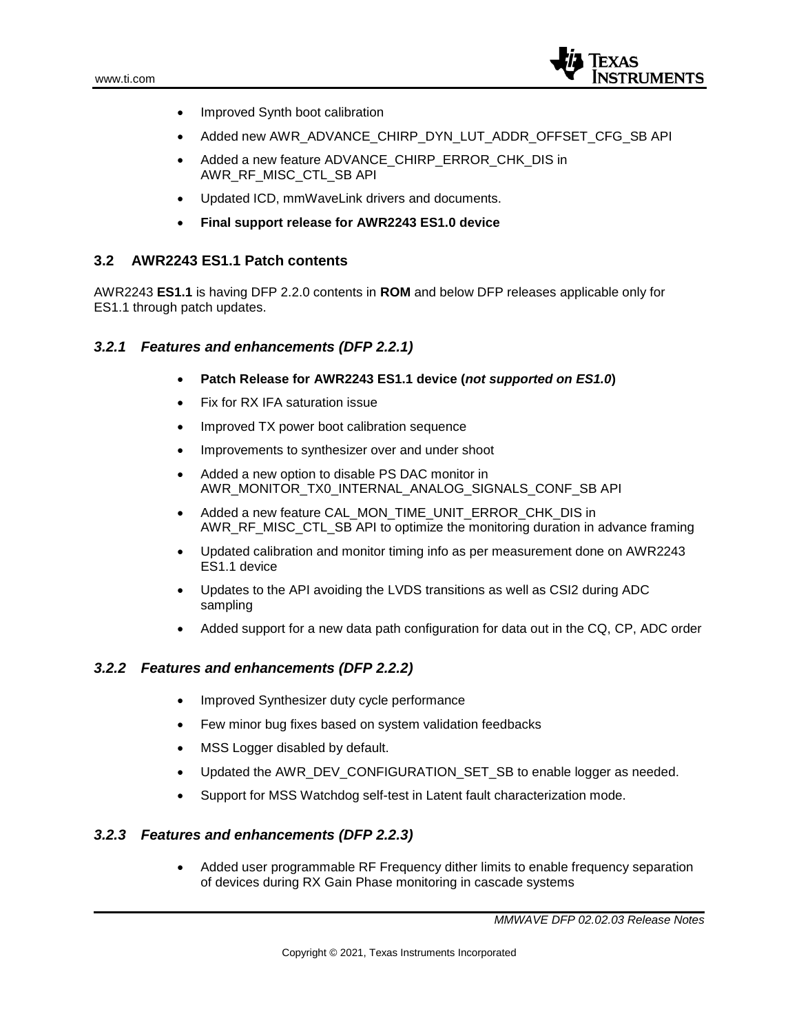- Improved Synth boot calibration
- Added new AWR_ADVANCE_CHIRP_DYN_LUT_ADDR_OFFSET_CFG_SB API
- Added a new feature ADVANCE_CHIRP_ERROR_CHK_DIS in AWR_RF_MISC_CTL_SB API
- Updated ICD, mmWaveLink drivers and documents.
- **Final support release for AWR2243 ES1.0 device**

## 3.2 AWR2243 ES1.1 Patch contents

AWR2243 **ES1.1** is having DFP 2.2.0 contents in **ROM** and below DFP releases applicable only for ES1.1 through patch updates.

### *3.2.1 Features and enhancements (DFP 2.2.1)*

- **Patch Release for AWR2243 ES1.1 device (*not supported on ES1.0*)**
- Fix for RX IFA saturation issue
- Improved TX power boot calibration sequence
- Improvements to synthesizer over and under shoot
- Added a new option to disable PS DAC monitor in AWR_MONITOR_TX0_INTERNAL_ANALOG_SIGNALS_CONF_SB API
- Added a new feature CAL_MON_TIME_UNIT_ERROR_CHK_DIS in AWR_RF_MISC_CTL_SB API to optimize the monitoring duration in advance framing
- Updated calibration and monitor timing info as per measurement done on AWR2243 ES1.1 device
- Updates to the API avoiding the LVDS transitions as well as CSI2 during ADC sampling
- Added support for a new data path configuration for data out in the CQ, CP, ADC order

### *3.2.2 Features and enhancements (DFP 2.2.2)*

- Improved Synthesizer duty cycle performance
- Few minor bug fixes based on system validation feedbacks
- MSS Logger disabled by default.
- Updated the AWR_DEV_CONFIGURATION_SET_SB to enable logger as needed.
- Support for MSS Watchdog self-test in Latent fault characterization mode.

### *3.2.3 Features and enhancements (DFP 2.2.3)*

- Added user programmable RF Frequency dither limits to enable frequency separation of devices during RX Gain Phase monitoring in cascade systems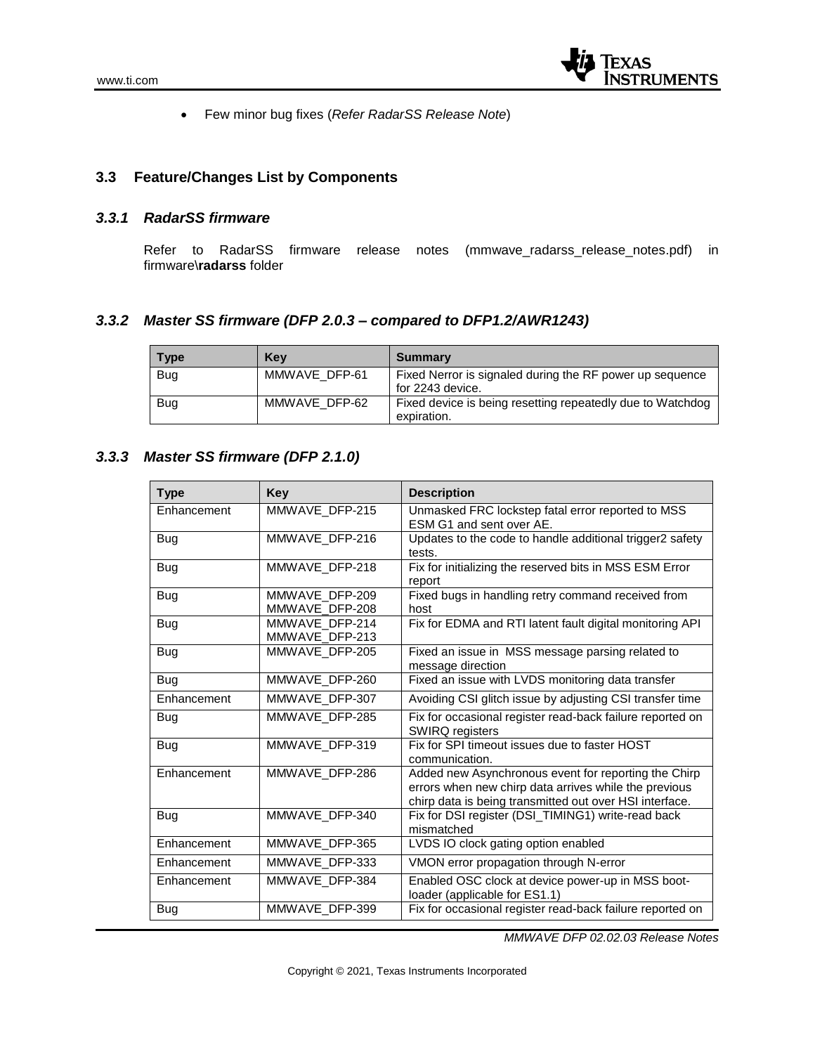- Few minor bug fixes (*Refer RadarSS Release Note*)

## 3.3 Feature/Changes List by Components

### *3.3.1 RadarSS firmware*

Refer to RadarSS firmware release notes (mmwave_radarss_release_notes.pdf) in firmware\**radarss** folder

### *3.3.2 Master SS firmware (DFP 2.0.3 – compared to DFP1.2/AWR1243)*

| Type | Key | Summary |
|---|---|---|
| Bug | MMWAVE_DFP-61 | Fixed Nerror is signaled during the RF power up sequence for 2243 device. |
| Bug | MMWAVE_DFP-62 | Fixed device is being resetting repeatedly due to Watchdog expiration. |

### *3.3.3 Master SS firmware (DFP 2.1.0)*

| Type | Key | Description |
|---|---|---|
| Enhancement | MMWAVE_DFP-215 | Unmasked FRC lockstep fatal error reported to MSS ESM G1 and sent over AE. |
| Bug | MMWAVE_DFP-216 | Updates to the code to handle additional trigger2 safety tests. |
| Bug | MMWAVE_DFP-218 | Fix for initializing the reserved bits in MSS ESM Error report |
| Bug | MMWAVE_DFP-209<br>MMWAVE_DFP-208 | Fixed bugs in handling retry command received from host |
| Bug | MMWAVE_DFP-214<br>MMWAVE_DFP-213 | Fix for EDMA and RTI latent fault digital monitoring API |
| Bug | MMWAVE_DFP-205 | Fixed an issue in MSS message parsing related to message direction |
| Bug | MMWAVE_DFP-260 | Fixed an issue with LVDS monitoring data transfer |
| Enhancement | MMWAVE_DFP-307 | Avoiding CSI glitch issue by adjusting CSI transfer time |
| Bug | MMWAVE_DFP-285 | Fix for occasional register read-back failure reported on SWIRQ registers |
| Bug | MMWAVE_DFP-319 | Fix for SPI timeout issues due to faster HOST communication. |
| Enhancement | MMWAVE_DFP-286 | Added new Asynchronous event for reporting the Chirp errors when new chirp data arrives while the previous chirp data is being transmitted out over HSI interface. |
| Bug | MMWAVE_DFP-340 | Fix for DSI register (DSI_TIMING1) write-read back mismatched |
| Enhancement | MMWAVE_DFP-365 | LVDS IO clock gating option enabled |
| Enhancement | MMWAVE_DFP-333 | VMON error propagation through N-error |
| Enhancement | MMWAVE_DFP-384 | Enabled OSC clock at device power-up in MSS boot-loader (applicable for ES1.1) |
| Bug | MMWAVE_DFP-399 | Fix for occasional register read-back failure reported on |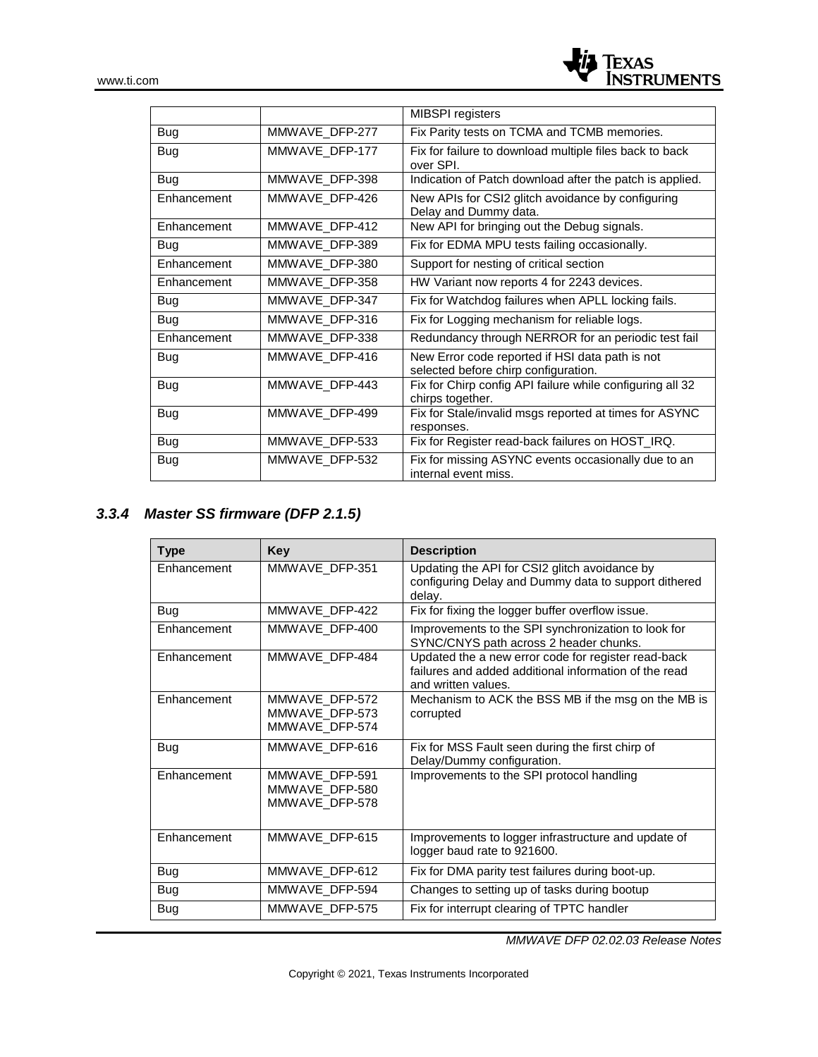| | | |
|---|---|---|
| | | MIBSPI registers |
| Bug | MMWAVE_DFP-277 | Fix Parity tests on TCMA and TCMB memories. |
| Bug | MMWAVE_DFP-177 | Fix for failure to download multiple files back to back over SPI. |
| Bug | MMWAVE_DFP-398 | Indication of Patch download after the patch is applied. |
| Enhancement | MMWAVE_DFP-426 | New APIs for CSI2 glitch avoidance by configuring Delay and Dummy data. |
| Enhancement | MMWAVE_DFP-412 | New API for bringing out the Debug signals. |
| Bug | MMWAVE_DFP-389 | Fix for EDMA MPU tests failing occasionally. |
| Enhancement | MMWAVE_DFP-380 | Support for nesting of critical section |
| Enhancement | MMWAVE_DFP-358 | HW Variant now reports 4 for 2243 devices. |
| Bug | MMWAVE_DFP-347 | Fix for Watchdog failures when APLL locking fails. |
| Bug | MMWAVE_DFP-316 | Fix for Logging mechanism for reliable logs. |
| Enhancement | MMWAVE_DFP-338 | Redundancy through NERROR for an periodic test fail |
| Bug | MMWAVE_DFP-416 | New Error code reported if HSI data path is not selected before chirp configuration. |
| Bug | MMWAVE_DFP-443 | Fix for Chirp config API failure while configuring all 32 chirps together. |
| Bug | MMWAVE_DFP-499 | Fix for Stale/invalid msgs reported at times for ASYNC responses. |
| Bug | MMWAVE_DFP-533 | Fix for Register read-back failures on HOST_IRQ. |
| Bug | MMWAVE_DFP-532 | Fix for missing ASYNC events occasionally due to an internal event miss. |

### 3.3.4 Master SS firmware (DFP 2.1.5)

| Type | Key | Description |
|---|---|---|
| Enhancement | MMWAVE_DFP-351 | Updating the API for CSI2 glitch avoidance by configuring Delay and Dummy data to support dithered delay. |
| Bug | MMWAVE_DFP-422 | Fix for fixing the logger buffer overflow issue. |
| Enhancement | MMWAVE_DFP-400 | Improvements to the SPI synchronization to look for SYNC/CNYS path across 2 header chunks. |
| Enhancement | MMWAVE_DFP-484 | Updated the a new error code for register read-back failures and added additional information of the read and written values. |
| Enhancement | MMWAVE_DFP-572<br>MMWAVE_DFP-573<br>MMWAVE_DFP-574 | Mechanism to ACK the BSS MB if the msg on the MB is corrupted |
| Bug | MMWAVE_DFP-616 | Fix for MSS Fault seen during the first chirp of Delay/Dummy configuration. |
| Enhancement | MMWAVE_DFP-591<br>MMWAVE_DFP-580<br>MMWAVE_DFP-578 | Improvements to the SPI protocol handling |
| Enhancement | MMWAVE_DFP-615 | Improvements to logger infrastructure and update of logger baud rate to 921600. |
| Bug | MMWAVE_DFP-612 | Fix for DMA parity test failures during boot-up. |
| Bug | MMWAVE_DFP-594 | Changes to setting up of tasks during bootup |
| Bug | MMWAVE_DFP-575 | Fix for interrupt clearing of TPTC handler |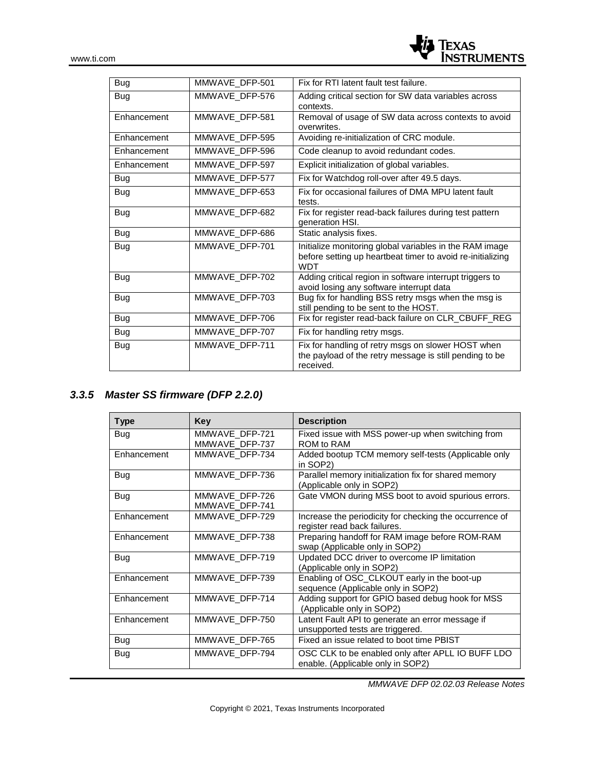| Bug | MMWAVE_DFP-501 | Fix for RTI latent fault test failure. |
|---|---|---|
| Bug | MMWAVE_DFP-576 | Adding critical section for SW data variables across contexts. |
| Enhancement | MMWAVE_DFP-581 | Removal of usage of SW data across contexts to avoid overwrites. |
| Enhancement | MMWAVE_DFP-595 | Avoiding re-initialization of CRC module. |
| Enhancement | MMWAVE_DFP-596 | Code cleanup to avoid redundant codes. |
| Enhancement | MMWAVE_DFP-597 | Explicit initialization of global variables. |
| Bug | MMWAVE_DFP-577 | Fix for Watchdog roll-over after 49.5 days. |
| Bug | MMWAVE_DFP-653 | Fix for occasional failures of DMA MPU latent fault tests. |
| Bug | MMWAVE_DFP-682 | Fix for register read-back failures during test pattern generation HSI. |
| Bug | MMWAVE_DFP-686 | Static analysis fixes. |
| Bug | MMWAVE_DFP-701 | Initialize monitoring global variables in the RAM image before setting up heartbeat timer to avoid re-initializing WDT |
| Bug | MMWAVE_DFP-702 | Adding critical region in software interrupt triggers to avoid losing any software interrupt data |
| Bug | MMWAVE_DFP-703 | Bug fix for handling BSS retry msgs when the msg is still pending to be sent to the HOST. |
| Bug | MMWAVE_DFP-706 | Fix for register read-back failure on CLR_CBUFF_REG |
| Bug | MMWAVE_DFP-707 | Fix for handling retry msgs. |
| Bug | MMWAVE_DFP-711 | Fix for handling of retry msgs on slower HOST when the payload of the retry message is still pending to be received. |

### 3.3.5 Master SS firmware (DFP 2.2.0)

| Type | Key | Description |
|---|---|---|
| Bug | MMWAVE_DFP-721<br>MMWAVE_DFP-737 | Fixed issue with MSS power-up when switching from ROM to RAM |
| Enhancement | MMWAVE_DFP-734 | Added bootup TCM memory self-tests (Applicable only in SOP2) |
| Bug | MMWAVE_DFP-736 | Parallel memory initialization fix for shared memory (Applicable only in SOP2) |
| Bug | MMWAVE_DFP-726<br>MMWAVE_DFP-741 | Gate VMON during MSS boot to avoid spurious errors. |
| Enhancement | MMWAVE_DFP-729 | Increase the periodicity for checking the occurrence of register read back failures. |
| Enhancement | MMWAVE_DFP-738 | Preparing handoff for RAM image before ROM-RAM swap (Applicable only in SOP2) |
| Bug | MMWAVE_DFP-719 | Updated DCC driver to overcome IP limitation (Applicable only in SOP2) |
| Enhancement | MMWAVE_DFP-739 | Enabling of OSC_CLKOUT early in the boot-up sequence (Applicable only in SOP2) |
| Enhancement | MMWAVE_DFP-714 | Adding support for GPIO based debug hook for MSS (Applicable only in SOP2) |
| Enhancement | MMWAVE_DFP-750 | Latent Fault API to generate an error message if unsupported tests are triggered. |
| Bug | MMWAVE_DFP-765 | Fixed an issue related to boot time PBIST |
| Bug | MMWAVE_DFP-794 | OSC CLK to be enabled only after APLL IO BUFF LDO enable. (Applicable only in SOP2) |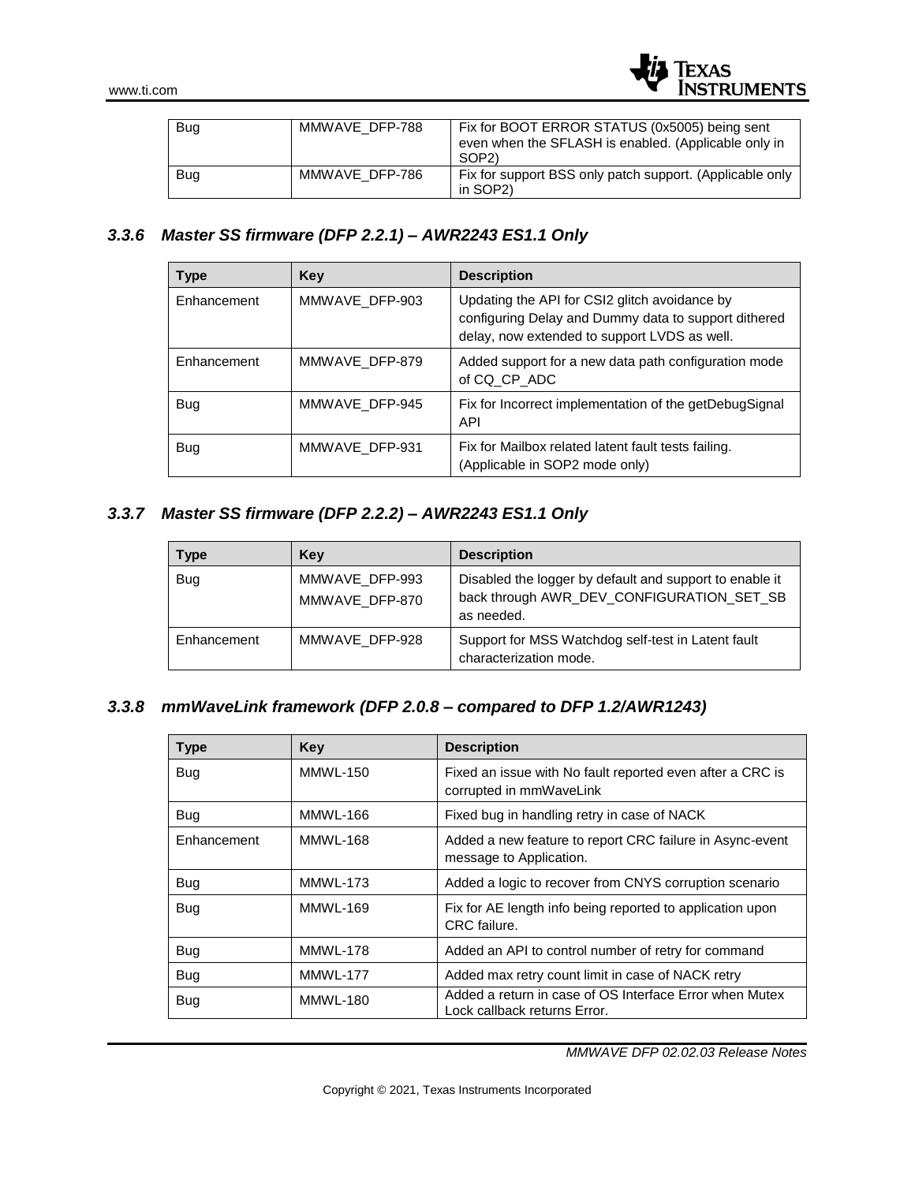| Bug | MMWAVE_DFP-788 | Fix for BOOT ERROR STATUS (0x5005) being sent even when the SFLASH is enabled. (Applicable only in SOP2) |
|---|---|---|
| Bug | MMWAVE_DFP-786 | Fix for support BSS only patch support. (Applicable only in SOP2) |

### 3.3.6 Master SS firmware (DFP 2.2.1) – AWR2243 ES1.1 Only

| Type | Key | Description |
|---|---|---|
| Enhancement | MMWAVE_DFP-903 | Updating the API for CSI2 glitch avoidance by configuring Delay and Dummy data to support dithered delay, now extended to support LVDS as well. |
| Enhancement | MMWAVE_DFP-879 | Added support for a new data path configuration mode of CQ_CP_ADC |
| Bug | MMWAVE_DFP-945 | Fix for Incorrect implementation of the getDebugSignal API |
| Bug | MMWAVE_DFP-931 | Fix for Mailbox related latent fault tests failing. (Applicable in SOP2 mode only) |

### 3.3.7 Master SS firmware (DFP 2.2.2) – AWR2243 ES1.1 Only

| Type | Key | Description |
|---|---|---|
| Bug | MMWAVE_DFP-993<br>MMWAVE_DFP-870 | Disabled the logger by default and support to enable it back through AWR_DEV_CONFIGURATION_SET_SB as needed. |
| Enhancement | MMWAVE_DFP-928 | Support for MSS Watchdog self-test in Latent fault characterization mode. |

### 3.3.8 mmWaveLink framework (DFP 2.0.8 – compared to DFP 1.2/AWR1243)

| Type | Key | Description |
|---|---|---|
| Bug | MMWL-150 | Fixed an issue with No fault reported even after a CRC is corrupted in mmWaveLink |
| Bug | MMWL-166 | Fixed bug in handling retry in case of NACK |
| Enhancement | MMWL-168 | Added a new feature to report CRC failure in Async-event message to Application. |
| Bug | MMWL-173 | Added a logic to recover from CNYS corruption scenario |
| Bug | MMWL-169 | Fix for AE length info being reported to application upon CRC failure. |
| Bug | MMWL-178 | Added an API to control number of retry for command |
| Bug | MMWL-177 | Added max retry count limit in case of NACK retry |
| Bug | MMWL-180 | Added a return in case of OS Interface Error when Mutex Lock callback returns Error. |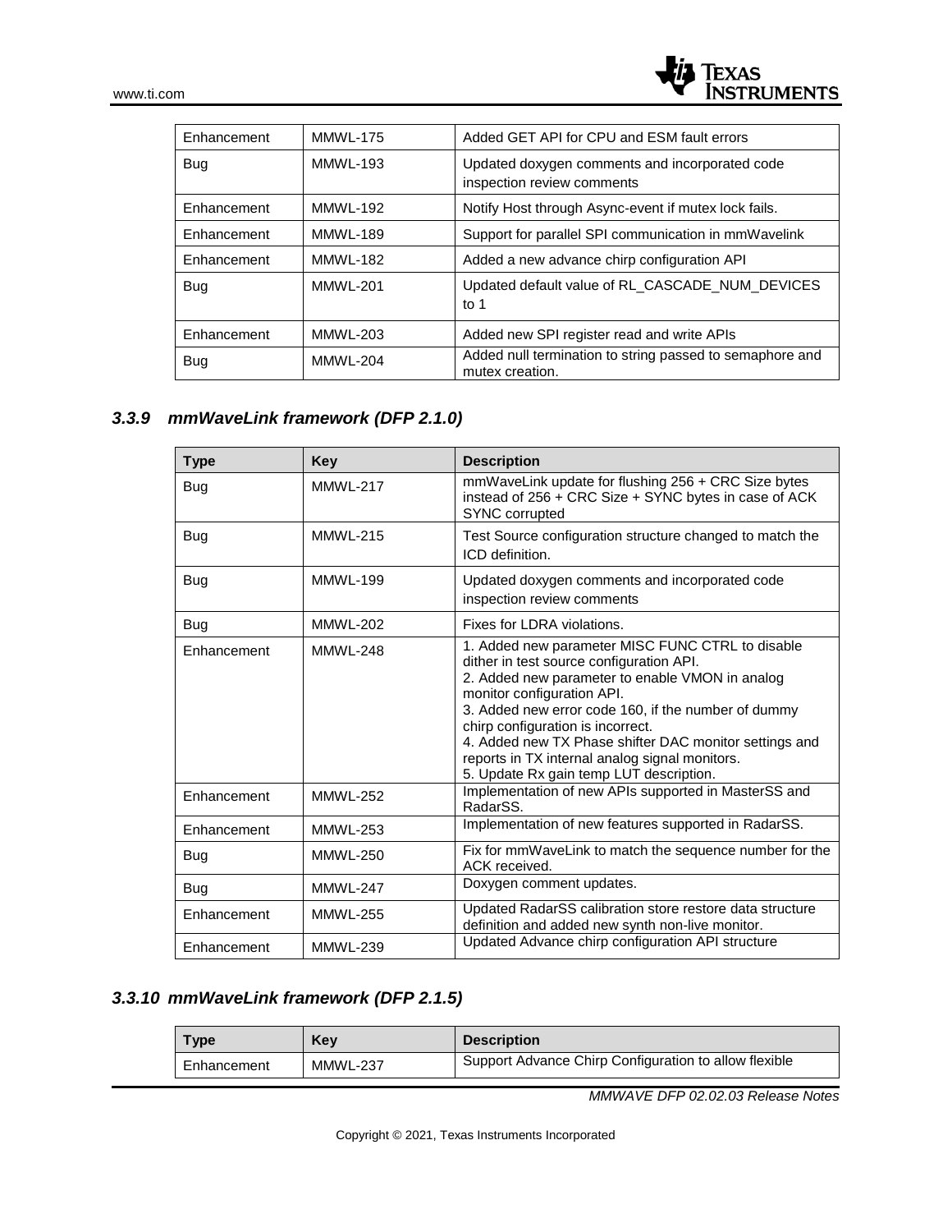| | | |
|---|---|---|
| Enhancement | MMWL-175 | Added GET API for CPU and ESM fault errors |
| Bug | MMWL-193 | Updated doxygen comments and incorporated code inspection review comments |
| Enhancement | MMWL-192 | Notify Host through Async-event if mutex lock fails. |
| Enhancement | MMWL-189 | Support for parallel SPI communication in mmWavelink |
| Enhancement | MMWL-182 | Added a new advance chirp configuration API |
| Bug | MMWL-201 | Updated default value of RL_CASCADE_NUM_DEVICES to 1 |
| Enhancement | MMWL-203 | Added new SPI register read and write APIs |
| Bug | MMWL-204 | Added null termination to string passed to semaphore and mutex creation. |

### *3.3.9 mmWaveLink framework (DFP 2.1.0)*

| **Type** | **Key** | **Description** |
|---|---|---|
| Bug | MMWL-217 | mmWaveLink update for flushing 256 + CRC Size bytes instead of 256 + CRC Size + SYNC bytes in case of ACK SYNC corrupted |
| Bug | MMWL-215 | Test Source configuration structure changed to match the ICD definition. |
| Bug | MMWL-199 | Updated doxygen comments and incorporated code inspection review comments |
| Bug | MMWL-202 | Fixes for LDRA violations. |
| Enhancement | MMWL-248 | 1. Added new parameter MISC FUNC CTRL to disable dither in test source configuration API.<br>2. Added new parameter to enable VMON in analog monitor configuration API.<br>3. Added new error code 160, if the number of dummy chirp configuration is incorrect.<br>4. Added new TX Phase shifter DAC monitor settings and reports in TX internal analog signal monitors.<br>5. Update Rx gain temp LUT description. |
| Enhancement | MMWL-252 | Implementation of new APIs supported in MasterSS and RadarSS. |
| Enhancement | MMWL-253 | Implementation of new features supported in RadarSS. |
| Bug | MMWL-250 | Fix for mmWaveLink to match the sequence number for the ACK received. |
| Bug | MMWL-247 | Doxygen comment updates. |
| Enhancement | MMWL-255 | Updated RadarSS calibration store restore data structure definition and added new synth non-live monitor. |
| Enhancement | MMWL-239 | Updated Advance chirp configuration API structure |

### *3.3.10 mmWaveLink framework (DFP 2.1.5)*

| **Type** | **Key** | **Description** |
|---|---|---|
| Enhancement | MMWL-237 | Support Advance Chirp Configuration to allow flexible |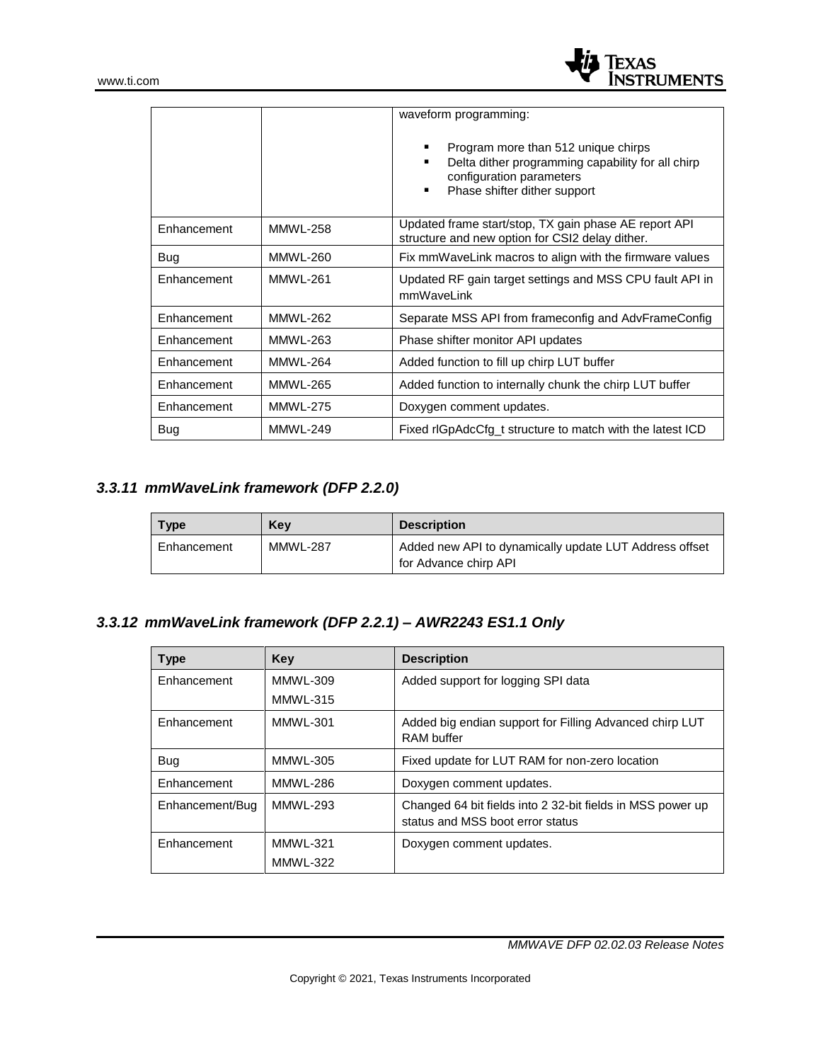| | | waveform programming:<br><br>▪ Program more than 512 unique chirps<br>▪ Delta dither programming capability for all chirp configuration parameters<br>▪ Phase shifter dither support |
|---|---|---|
| Enhancement | MMWL-258 | Updated frame start/stop, TX gain phase AE report API structure and new option for CSI2 delay dither. |
| Bug | MMWL-260 | Fix mmWaveLink macros to align with the firmware values |
| Enhancement | MMWL-261 | Updated RF gain target settings and MSS CPU fault API in mmWaveLink |
| Enhancement | MMWL-262 | Separate MSS API from frameconfig and AdvFrameConfig |
| Enhancement | MMWL-263 | Phase shifter monitor API updates |
| Enhancement | MMWL-264 | Added function to fill up chirp LUT buffer |
| Enhancement | MMWL-265 | Added function to internally chunk the chirp LUT buffer |
| Enhancement | MMWL-275 | Doxygen comment updates. |
| Bug | MMWL-249 | Fixed rlGpAdcCfg_t structure to match with the latest ICD |

### *3.3.11 mmWaveLink framework (DFP 2.2.0)*

| Type | Key | Description |
|---|---|---|
| Enhancement | MMWL-287 | Added new API to dynamically update LUT Address offset for Advance chirp API |

### *3.3.12 mmWaveLink framework (DFP 2.2.1) – AWR2243 ES1.1 Only*

| Type | Key | Description |
|---|---|---|
| Enhancement | MMWL-309<br>MMWL-315 | Added support for logging SPI data |
| Enhancement | MMWL-301 | Added big endian support for Filling Advanced chirp LUT RAM buffer |
| Bug | MMWL-305 | Fixed update for LUT RAM for non-zero location |
| Enhancement | MMWL-286 | Doxygen comment updates. |
| Enhancement/Bug | MMWL-293 | Changed 64 bit fields into 2 32-bit fields in MSS power up status and MSS boot error status |
| Enhancement | MMWL-321<br>MMWL-322 | Doxygen comment updates. |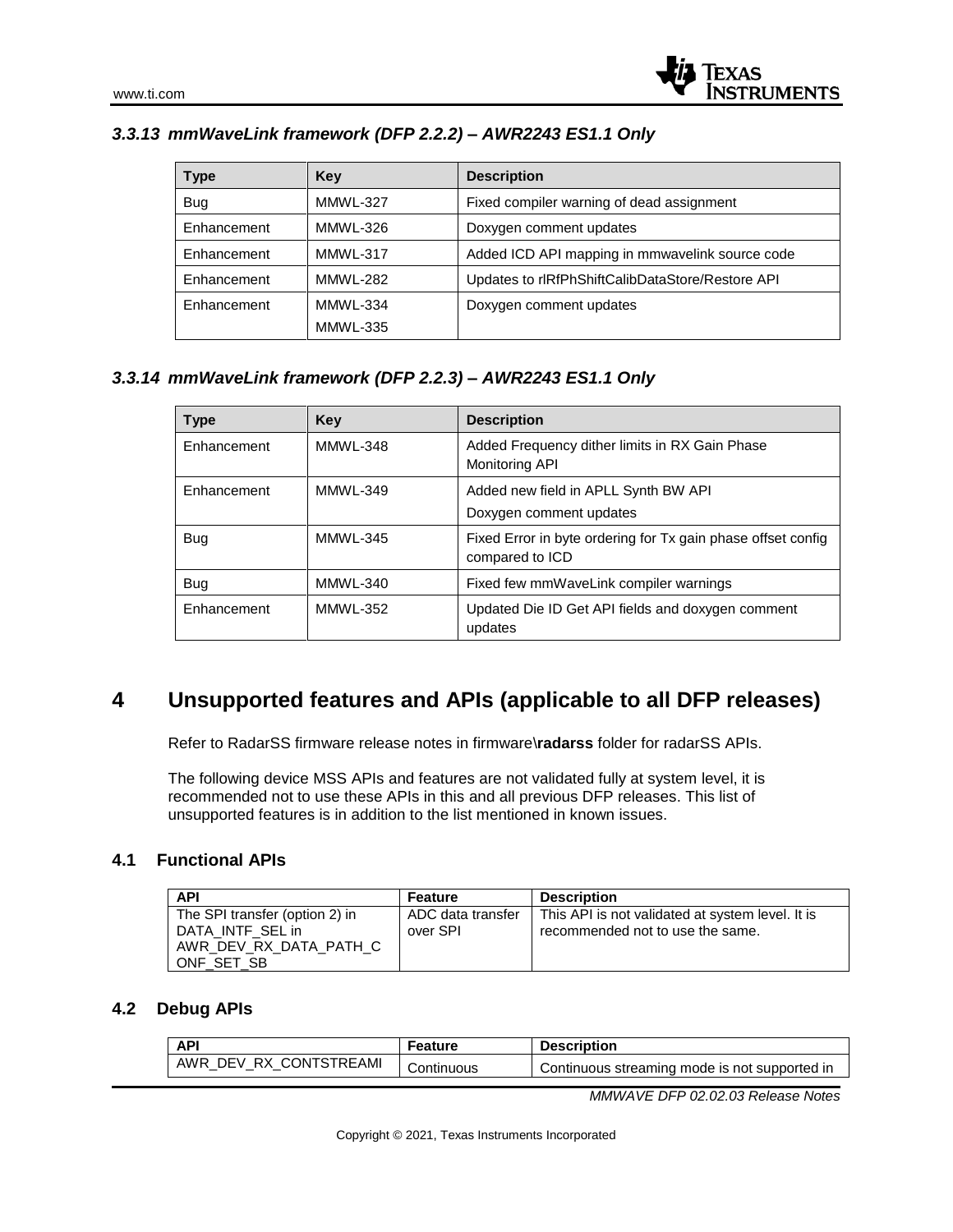### 3.3.13 mmWaveLink framework (DFP 2.2.2) – AWR2243 ES1.1 Only

| Type | Key | Description |
|---|---|---|
| Bug | MMWL-327 | Fixed compiler warning of dead assignment |
| Enhancement | MMWL-326 | Doxygen comment updates |
| Enhancement | MMWL-317 | Added ICD API mapping in mmwavelink source code |
| Enhancement | MMWL-282 | Updates to rlRfPhShiftCalibDataStore/Restore API |
| Enhancement | MMWL-334<br>MMWL-335 | Doxygen comment updates |

### 3.3.14 mmWaveLink framework (DFP 2.2.3) – AWR2243 ES1.1 Only

| Type | Key | Description |
|---|---|---|
| Enhancement | MMWL-348 | Added Frequency dither limits in RX Gain Phase Monitoring API |
| Enhancement | MMWL-349 | Added new field in APLL Synth BW API<br>Doxygen comment updates |
| Bug | MMWL-345 | Fixed Error in byte ordering for Tx gain phase offset config compared to ICD |
| Bug | MMWL-340 | Fixed few mmWaveLink compiler warnings |
| Enhancement | MMWL-352 | Updated Die ID Get API fields and doxygen comment updates |

# 4 Unsupported features and APIs (applicable to all DFP releases)

Refer to RadarSS firmware release notes in firmware\**radarss** folder for radarSS APIs.

The following device MSS APIs and features are not validated fully at system level, it is recommended not to use these APIs in this and all previous DFP releases. This list of unsupported features is in addition to the list mentioned in known issues.

## 4.1 Functional APIs

| API | Feature | Description |
|---|---|---|
| The SPI transfer (option 2) in DATA_INTF_SEL in AWR_DEV_RX_DATA_PATH_CONF_SET_SB | ADC data transfer over SPI | This API is not validated at system level. It is recommended not to use the same. |

## 4.2 Debug APIs

| API | Feature | Description |
|---|---|---|
| AWR_DEV_RX_CONTSTREAMI | Continuous | Continuous streaming mode is not supported in |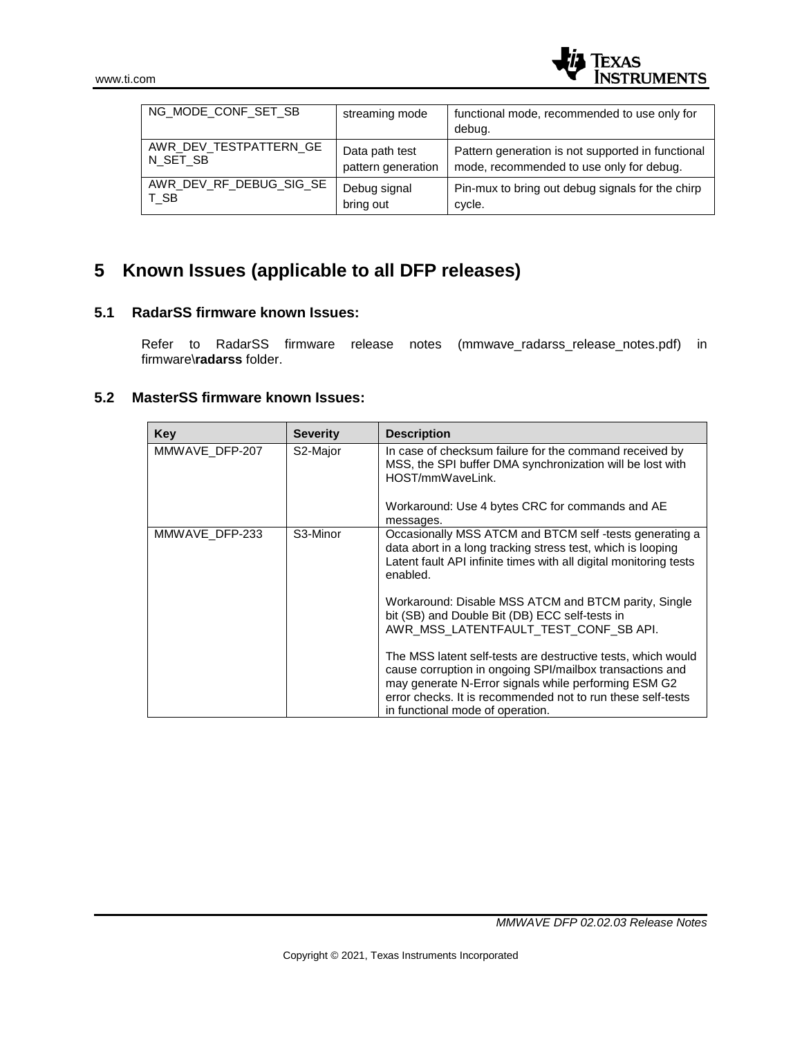| NG_MODE_CONF_SET_SB | streaming mode | functional mode, recommended to use only for debug. |
|---|---|---|
| AWR_DEV_TESTPATTERN_GEN_SET_SB | Data path test pattern generation | Pattern generation is not supported in functional mode, recommended to use only for debug. |
| AWR_DEV_RF_DEBUG_SIG_SET_SB | Debug signal bring out | Pin-mux to bring out debug signals for the chirp cycle. |

# 5 Known Issues (applicable to all DFP releases)

## 5.1 RadarSS firmware known Issues:

Refer to RadarSS firmware release notes (mmwave_radarss_release_notes.pdf) in firmware\**radarss** folder.

## 5.2 MasterSS firmware known Issues:

| Key | Severity | Description |
|---|---|---|
| MMWAVE_DFP-207 | S2-Major | In case of checksum failure for the command received by MSS, the SPI buffer DMA synchronization will be lost with HOST/mmWaveLink.<br><br>Workaround: Use 4 bytes CRC for commands and AE messages. |
| MMWAVE_DFP-233 | S3-Minor | Occasionally MSS ATCM and BTCM self -tests generating a data abort in a long tracking stress test, which is looping Latent fault API infinite times with all digital monitoring tests enabled.<br><br>Workaround: Disable MSS ATCM and BTCM parity, Single bit (SB) and Double Bit (DB) ECC self-tests in AWR_MSS_LATENTFAULT_TEST_CONF_SB API.<br><br>The MSS latent self-tests are destructive tests, which would cause corruption in ongoing SPI/mailbox transactions and may generate N-Error signals while performing ESM G2 error checks. It is recommended not to run these self-tests in functional mode of operation. |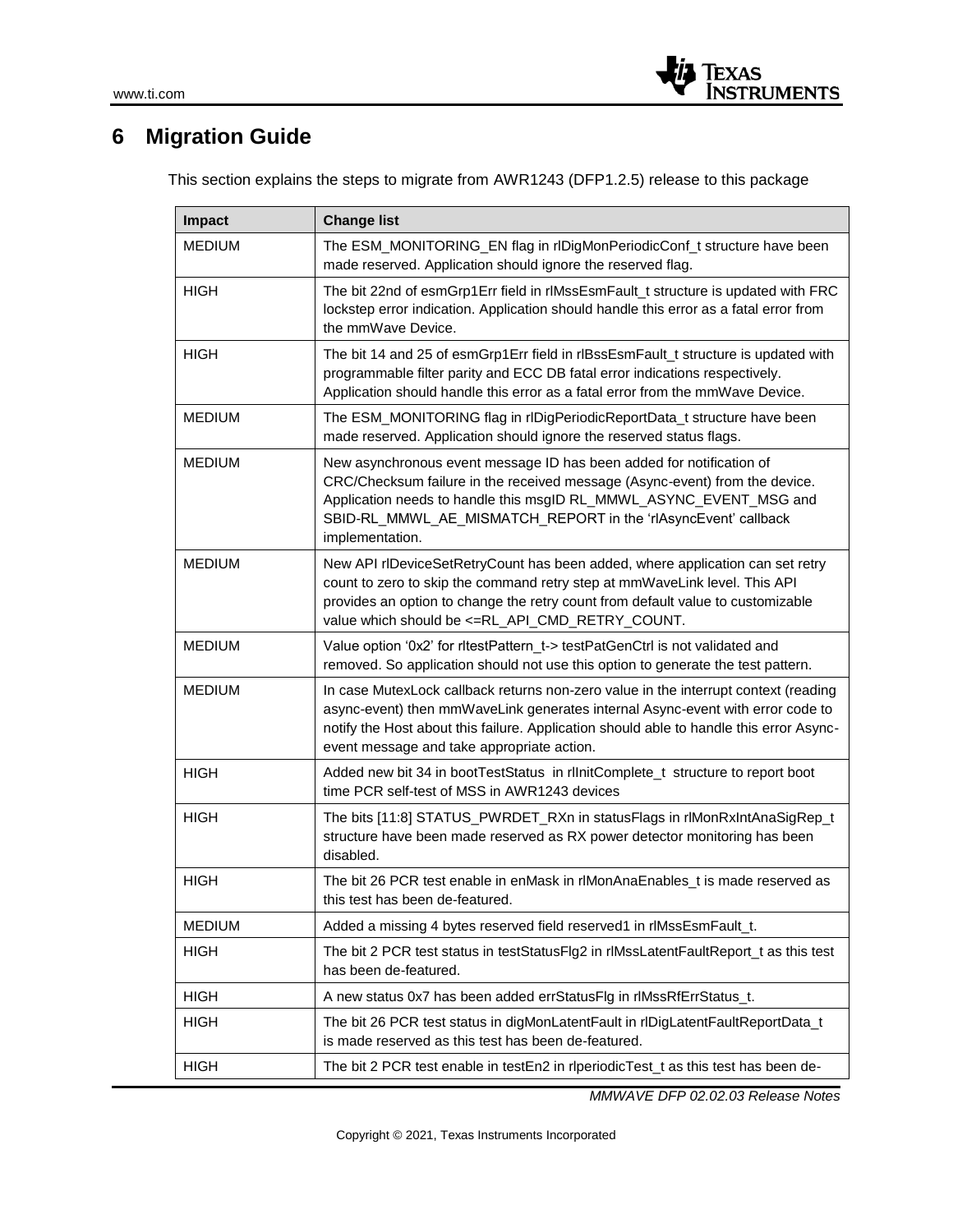# 6 Migration Guide

This section explains the steps to migrate from AWR1243 (DFP1.2.5) release to this package

| Impact | Change list |
|---|---|
| MEDIUM | The ESM_MONITORING_EN flag in rlDigMonPeriodicConf_t structure have been made reserved. Application should ignore the reserved flag. |
| HIGH | The bit 22nd of esmGrp1Err field in rlMssEsmFault_t structure is updated with FRC lockstep error indication. Application should handle this error as a fatal error from the mmWave Device. |
| HIGH | The bit 14 and 25 of esmGrp1Err field in rlBssEsmFault_t structure is updated with programmable filter parity and ECC DB fatal error indications respectively. Application should handle this error as a fatal error from the mmWave Device. |
| MEDIUM | The ESM_MONITORING flag in rlDigPeriodicReportData_t structure have been made reserved. Application should ignore the reserved status flags. |
| MEDIUM | New asynchronous event message ID has been added for notification of CRC/Checksum failure in the received message (Async-event) from the device. Application needs to handle this msgID RL_MMWL_ASYNC_EVENT_MSG and SBID-RL_MMWL_AE_MISMATCH_REPORT in the 'rlAsyncEvent' callback implementation. |
| MEDIUM | New API rlDeviceSetRetryCount has been added, where application can set retry count to zero to skip the command retry step at mmWaveLink level. This API provides an option to change the retry count from default value to customizable value which should be <=RL_API_CMD_RETRY_COUNT. |
| MEDIUM | Value option '0x2' for rltestPattern_t-> testPatGenCtrl is not validated and removed. So application should not use this option to generate the test pattern. |
| MEDIUM | In case MutexLock callback returns non-zero value in the interrupt context (reading async-event) then mmWaveLink generates internal Async-event with error code to notify the Host about this failure. Application should able to handle this error Async-event message and take appropriate action. |
| HIGH | Added new bit 34 in bootTestStatus in rlInitComplete_t structure to report boot time PCR self-test of MSS in AWR1243 devices |
| HIGH | The bits [11:8] STATUS_PWRDET_RXn in statusFlags in rlMonRxIntAnaSigRep_t structure have been made reserved as RX power detector monitoring has been disabled. |
| HIGH | The bit 26 PCR test enable in enMask in rlMonAnaEnables_t is made reserved as this test has been de-featured. |
| MEDIUM | Added a missing 4 bytes reserved field reserved1 in rlMssEsmFault_t. |
| HIGH | The bit 2 PCR test status in testStatusFlg2 in rlMssLatentFaultReport_t as this test has been de-featured. |
| HIGH | A new status 0x7 has been added errStatusFlg in rlMssRfErrStatus_t. |
| HIGH | The bit 26 PCR test status in digMonLatentFault in rlDigLatentFaultReportData_t is made reserved as this test has been de-featured. |
| HIGH | The bit 2 PCR test enable in testEn2 in rlperiodicTest_t as this test has been de- |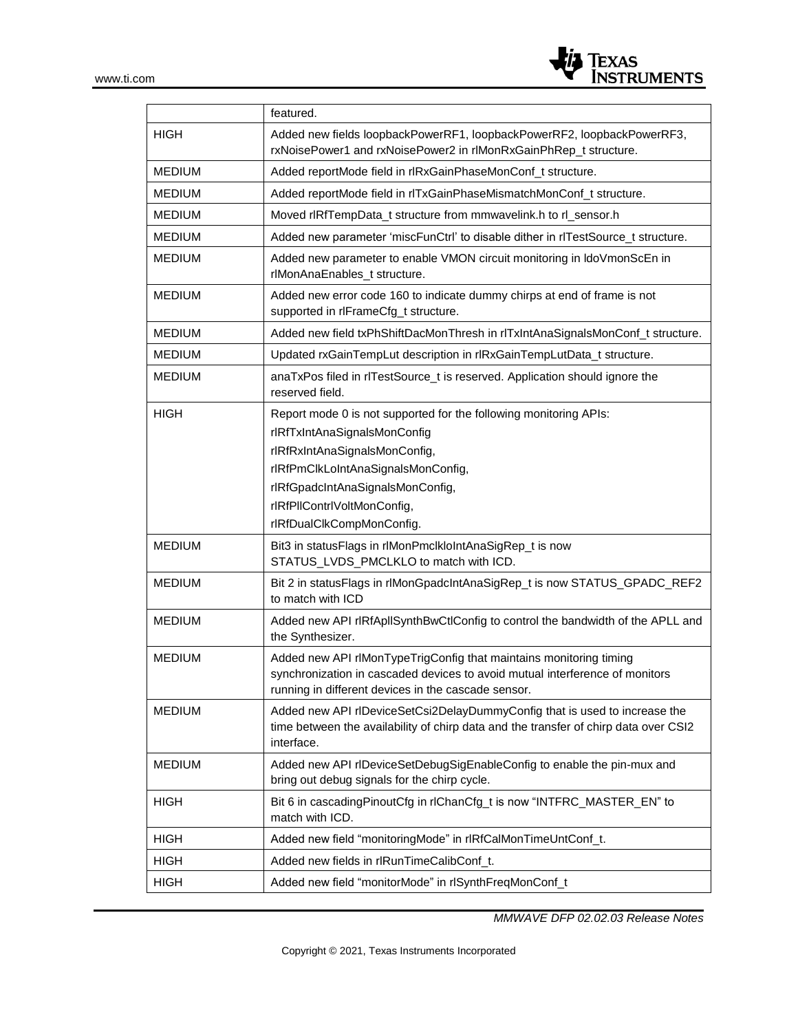| | |
|---|---|
| | featured. |
| HIGH | Added new fields loopbackPowerRF1, loopbackPowerRF2, loopbackPowerRF3, rxNoisePower1 and rxNoisePower2 in rlMonRxGainPhRep_t structure. |
| MEDIUM | Added reportMode field in rlRxGainPhaseMonConf_t structure. |
| MEDIUM | Added reportMode field in rlTxGainPhaseMismatchMonConf_t structure. |
| MEDIUM | Moved rlRfTempData_t structure from mmwavelink.h to rl_sensor.h |
| MEDIUM | Added new parameter 'miscFunCtrl' to disable dither in rlTestSource_t structure. |
| MEDIUM | Added new parameter to enable VMON circuit monitoring in ldoVmonScEn in rlMonAnaEnables_t structure. |
| MEDIUM | Added new error code 160 to indicate dummy chirps at end of frame is not supported in rlFrameCfg_t structure. |
| MEDIUM | Added new field txPhShiftDacMonThresh in rlTxIntAnaSignalsMonConf_t structure. |
| MEDIUM | Updated rxGainTempLut description in rlRxGainTempLutData_t structure. |
| MEDIUM | anaTxPos filed in rlTestSource_t is reserved. Application should ignore the reserved field. |
| HIGH | Report mode 0 is not supported for the following monitoring APIs:<br>rlRfTxIntAnaSignalsMonConfig<br>rlRfRxIntAnaSignalsMonConfig,<br>rlRfPmClkLoIntAnaSignalsMonConfig,<br>rlRfGpadcIntAnaSignalsMonConfig,<br>rlRfPllContrlVoltMonConfig,<br>rlRfDualClkCompMonConfig. |
| MEDIUM | Bit3 in statusFlags in rlMonPmclkloIntAnaSigRep_t is now STATUS_LVDS_PMCLKLO to match with ICD. |
| MEDIUM | Bit 2 in statusFlags in rlMonGpadcIntAnaSigRep_t is now STATUS_GPADC_REF2 to match with ICD |
| MEDIUM | Added new API rlRfApllSynthBwCtlConfig to control the bandwidth of the APLL and the Synthesizer. |
| MEDIUM | Added new API rlMonTypeTrigConfig that maintains monitoring timing synchronization in cascaded devices to avoid mutual interference of monitors running in different devices in the cascade sensor. |
| MEDIUM | Added new API rlDeviceSetCsi2DelayDummyConfig that is used to increase the time between the availability of chirp data and the transfer of chirp data over CSI2 interface. |
| MEDIUM | Added new API rlDeviceSetDebugSigEnableConfig to enable the pin-mux and bring out debug signals for the chirp cycle. |
| HIGH | Bit 6 in cascadingPinoutCfg in rlChanCfg_t is now "INTFRC_MASTER_EN" to match with ICD. |
| HIGH | Added new field "monitoringMode" in rlRfCalMonTimeUntConf_t. |
| HIGH | Added new fields in rlRunTimeCalibConf_t. |
| HIGH | Added new field "monitorMode" in rlSynthFreqMonConf_t |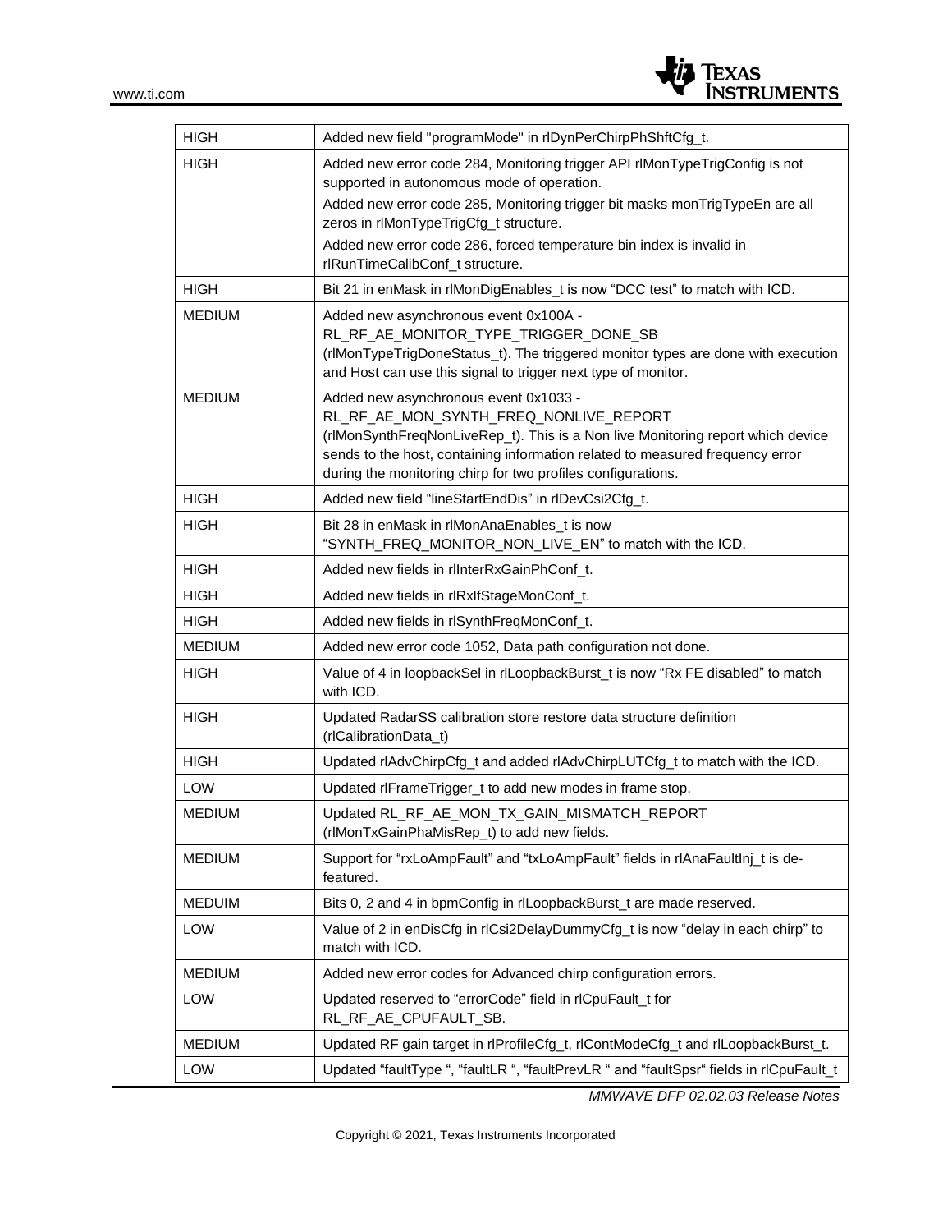| | |
|---|---|
| HIGH | Added new field "programMode" in rlDynPerChirpPhShftCfg_t. |
| HIGH | Added new error code 284, Monitoring trigger API rlMonTypeTrigConfig is not supported in autonomous mode of operation.<br>Added new error code 285, Monitoring trigger bit masks monTrigTypeEn are all zeros in rlMonTypeTrigCfg_t structure.<br>Added new error code 286, forced temperature bin index is invalid in rlRunTimeCalibConf_t structure. |
| HIGH | Bit 21 in enMask in rlMonDigEnables_t is now "DCC test" to match with ICD. |
| MEDIUM | Added new asynchronous event 0x100A - RL_RF_AE_MONITOR_TYPE_TRIGGER_DONE_SB (rlMonTypeTrigDoneStatus_t). The triggered monitor types are done with execution and Host can use this signal to trigger next type of monitor. |
| MEDIUM | Added new asynchronous event 0x1033 - RL_RF_AE_MON_SYNTH_FREQ_NONLIVE_REPORT (rlMonSynthFreqNonLiveRep_t). This is a Non live Monitoring report which device sends to the host, containing information related to measured frequency error during the monitoring chirp for two profiles configurations. |
| HIGH | Added new field "lineStartEndDis" in rlDevCsi2Cfg_t. |
| HIGH | Bit 28 in enMask in rlMonAnaEnables_t is now "SYNTH_FREQ_MONITOR_NON_LIVE_EN" to match with the ICD. |
| HIGH | Added new fields in rlInterRxGainPhConf_t. |
| HIGH | Added new fields in rlRxIfStageMonConf_t. |
| HIGH | Added new fields in rlSynthFreqMonConf_t. |
| MEDIUM | Added new error code 1052, Data path configuration not done. |
| HIGH | Value of 4 in loopbackSel in rlLoopbackBurst_t is now "Rx FE disabled" to match with ICD. |
| HIGH | Updated RadarSS calibration store restore data structure definition (rlCalibrationData_t) |
| HIGH | Updated rlAdvChirpCfg_t and added rlAdvChirpLUTCfg_t to match with the ICD. |
| LOW | Updated rlFrameTrigger_t to add new modes in frame stop. |
| MEDIUM | Updated RL_RF_AE_MON_TX_GAIN_MISMATCH_REPORT (rlMonTxGainPhaMisRep_t) to add new fields. |
| MEDIUM | Support for "rxLoAmpFault" and "txLoAmpFault" fields in rlAnaFaultInj_t is de-featured. |
| MEDUIM | Bits 0, 2 and 4 in bpmConfig in rlLoopbackBurst_t are made reserved. |
| LOW | Value of 2 in enDisCfg in rlCsi2DelayDummyCfg_t is now "delay in each chirp" to match with ICD. |
| MEDIUM | Added new error codes for Advanced chirp configuration errors. |
| LOW | Updated reserved to "errorCode" field in rlCpuFault_t for RL_RF_AE_CPUFAULT_SB. |
| MEDIUM | Updated RF gain target in rlProfileCfg_t, rlContModeCfg_t and rlLoopbackBurst_t. |
| LOW | Updated "faultType ", "faultLR ", "faultPrevLR " and "faultSpsr" fields in rlCpuFault_t |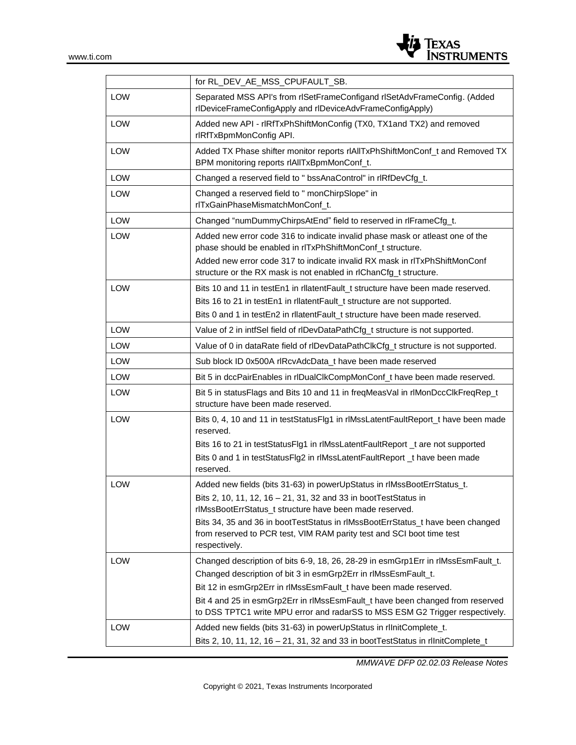|  |  |
| --- | --- |
|  | for RL_DEV_AE_MSS_CPUFAULT_SB. |
| LOW | Separated MSS API's from rlSetFrameConfigand rlSetAdvFrameConfig. (Added rlDeviceFrameConfigApply and rlDeviceAdvFrameConfigApply) |
| LOW | Added new API - rlRfTxPhShiftMonConfig (TX0, TX1and TX2) and removed rlRfTxBpmMonConfig API. |
| LOW | Added TX Phase shifter monitor reports rlAllTxPhShiftMonConf_t and Removed TX BPM monitoring reports rlAllTxBpmMonConf_t. |
| LOW | Changed a reserved field to " bssAnaControl" in rlRfDevCfg_t. |
| LOW | Changed a reserved field to " monChirpSlope" in rlTxGainPhaseMismatchMonConf_t. |
| LOW | Changed “numDummyChirpsAtEnd” field to reserved in rlFrameCfg_t. |
| LOW | Added new error code 316 to indicate invalid phase mask or atleast one of the phase should be enabled in rlTxPhShiftMonConf_t structure.<br>Added new error code 317 to indicate invalid RX mask in rlTxPhShiftMonConf structure or the RX mask is not enabled in rlChanCfg_t structure. |
| LOW | Bits 10 and 11 in testEn1 in rllatentFault_t structure have been made reserved.<br>Bits 16 to 21 in testEn1 in rllatentFault_t structure are not supported.<br>Bits 0 and 1 in testEn2 in rllatentFault_t structure have been made reserved. |
| LOW | Value of 2 in intfSel field of rlDevDataPathCfg_t structure is not supported. |
| LOW | Value of 0 in dataRate field of rlDevDataPathClkCfg_t structure is not supported. |
| LOW | Sub block ID 0x500A rlRcvAdcData_t have been made reserved |
| LOW | Bit 5 in dccPairEnables in rlDualClkCompMonConf_t have been made reserved. |
| LOW | Bit 5 in statusFlags and Bits 10 and 11 in freqMeasVal in rlMonDccClkFreqRep_t structure have been made reserved. |
| LOW | Bits 0, 4, 10 and 11 in testStatusFlg1 in rlMssLatentFaultReport_t have been made reserved.<br>Bits 16 to 21 in testStatusFlg1 in rlMssLatentFaultReport _t are not supported<br>Bits 0 and 1 in testStatusFlg2 in rlMssLatentFaultReport _t have been made reserved. |
| LOW | Added new fields (bits 31-63) in powerUpStatus in rlMssBootErrStatus_t.<br>Bits 2, 10, 11, 12, 16 – 21, 31, 32 and 33 in bootTestStatus in rlMssBootErrStatus_t structure have been made reserved.<br>Bits 34, 35 and 36 in bootTestStatus in rlMssBootErrStatus_t have been changed from reserved to PCR test, VIM RAM parity test and SCI boot time test respectively. |
| LOW | Changed description of bits 6-9, 18, 26, 28-29 in esmGrp1Err in rlMssEsmFault_t.<br>Changed description of bit 3 in esmGrp2Err in rlMssEsmFault_t.<br>Bit 12 in esmGrp2Err in rlMssEsmFault_t have been made reserved.<br>Bit 4 and 25 in esmGrp2Err in rlMssEsmFault_t have been changed from reserved to DSS TPTC1 write MPU error and radarSS to MSS ESM G2 Trigger respectively. |
| LOW | Added new fields (bits 31-63) in powerUpStatus in rlInitComplete_t.<br>Bits 2, 10, 11, 12, 16 – 21, 31, 32 and 33 in bootTestStatus in rlInitComplete_t |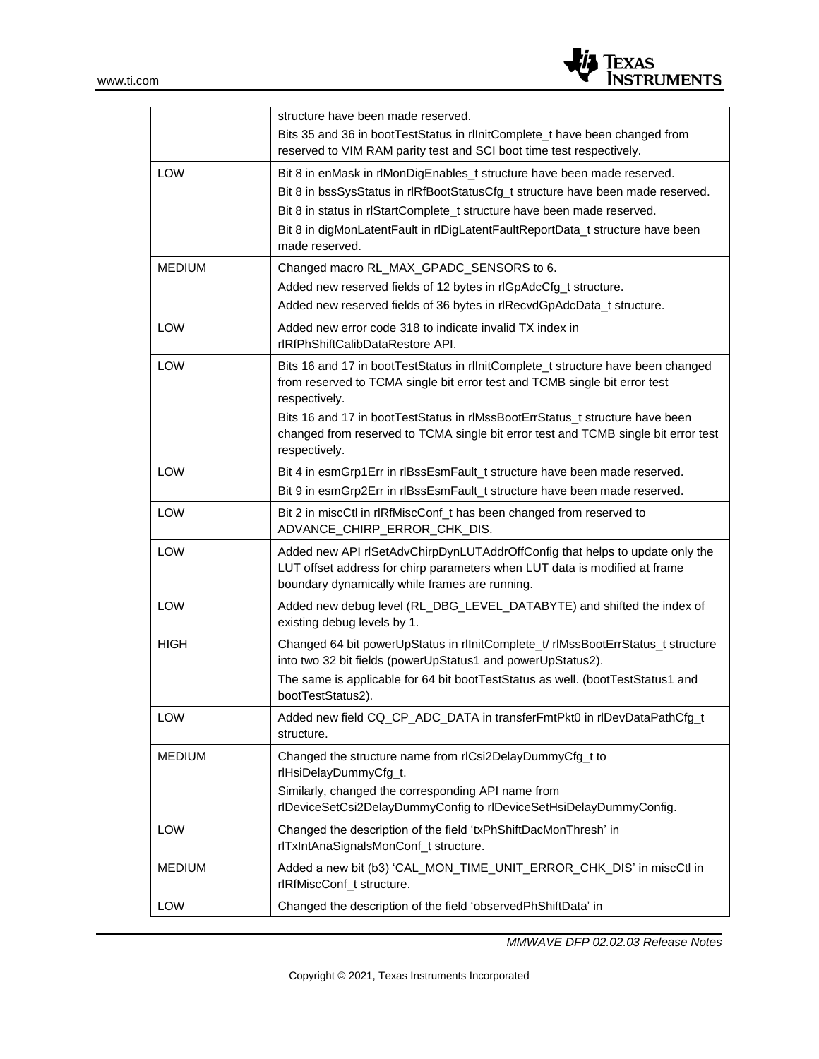| | |
|---|---|
| | structure have been made reserved.<br>Bits 35 and 36 in bootTestStatus in rlInitComplete_t have been changed from reserved to VIM RAM parity test and SCI boot time test respectively. |
| LOW | Bit 8 in enMask in rlMonDigEnables_t structure have been made reserved.<br>Bit 8 in bssSysStatus in rlRfBootStatusCfg_t structure have been made reserved.<br>Bit 8 in status in rlStartComplete_t structure have been made reserved.<br>Bit 8 in digMonLatentFault in rlDigLatentFaultReportData_t structure have been made reserved. |
| MEDIUM | Changed macro RL_MAX_GPADC_SENSORS to 6.<br>Added new reserved fields of 12 bytes in rlGpAdcCfg_t structure.<br>Added new reserved fields of 36 bytes in rlRecvdGpAdcData_t structure. |
| LOW | Added new error code 318 to indicate invalid TX index in rlRfPhShiftCalibDataRestore API. |
| LOW | Bits 16 and 17 in bootTestStatus in rlInitComplete_t structure have been changed from reserved to TCMA single bit error test and TCMB single bit error test respectively.<br>Bits 16 and 17 in bootTestStatus in rlMssBootErrStatus_t structure have been changed from reserved to TCMA single bit error test and TCMB single bit error test respectively. |
| LOW | Bit 4 in esmGrp1Err in rlBssEsmFault_t structure have been made reserved.<br>Bit 9 in esmGrp2Err in rlBssEsmFault_t structure have been made reserved. |
| LOW | Bit 2 in miscCtl in rlRfMiscConf_t has been changed from reserved to ADVANCE_CHIRP_ERROR_CHK_DIS. |
| LOW | Added new API rlSetAdvChirpDynLUTAddrOffConfig that helps to update only the LUT offset address for chirp parameters when LUT data is modified at frame boundary dynamically while frames are running. |
| LOW | Added new debug level (RL_DBG_LEVEL_DATABYTE) and shifted the index of existing debug levels by 1. |
| HIGH | Changed 64 bit powerUpStatus in rlInitComplete_t/ rlMssBootErrStatus_t structure into two 32 bit fields (powerUpStatus1 and powerUpStatus2).<br>The same is applicable for 64 bit bootTestStatus as well. (bootTestStatus1 and bootTestStatus2). |
| LOW | Added new field CQ_CP_ADC_DATA in transferFmtPkt0 in rlDevDataPathCfg_t structure. |
| MEDIUM | Changed the structure name from rlCsi2DelayDummyCfg_t to rlHsiDelayDummyCfg_t.<br>Similarly, changed the corresponding API name from rlDeviceSetCsi2DelayDummyConfig to rlDeviceSetHsiDelayDummyConfig. |
| LOW | Changed the description of the field 'txPhShiftDacMonThresh' in rlTxIntAnaSignalsMonConf_t structure. |
| MEDIUM | Added a new bit (b3) 'CAL_MON_TIME_UNIT_ERROR_CHK_DIS' in miscCtl in rlRfMiscConf_t structure. |
| LOW | Changed the description of the field 'observedPhShiftData' in |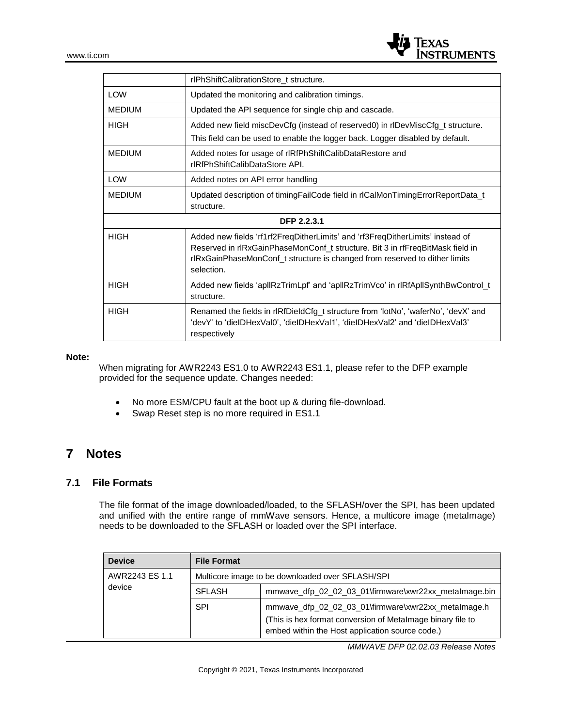| | |
|---|---|
| | rlPhShiftCalibrationStore_t structure. |
| LOW | Updated the monitoring and calibration timings. |
| MEDIUM | Updated the API sequence for single chip and cascade. |
| HIGH | Added new field miscDevCfg (instead of reserved0) in rlDevMiscCfg_t structure.<br>This field can be used to enable the logger back. Logger disabled by default. |
| MEDIUM | Added notes for usage of rlRfPhShiftCalibDataRestore and rlRfPhShiftCalibDataStore API. |
| LOW | Added notes on API error handling |
| MEDIUM | Updated description of timingFailCode field in rlCalMonTimingErrorReportData_t structure. |
| **DFP 2.2.3.1** | |
| HIGH | Added new fields 'rf1rf2FreqDitherLimits' and 'rf3FreqDitherLimits' instead of Reserved in rlRxGainPhaseMonConf_t structure. Bit 3 in rfFreqBitMask field in rlRxGainPhaseMonConf_t structure is changed from reserved to dither limits selection. |
| HIGH | Added new fields 'apllRzTrimLpf' and 'apllRzTrimVco' in rlRfApllSynthBwControl_t structure. |
| HIGH | Renamed the fields in rlRfDieIdCfg_t structure from 'lotNo', 'waferNo', 'devX' and 'devY' to 'dieIDHexVal0', 'dieIDHexVal1', 'dieIDHexVal2' and 'dieIDHexVal3' respectively |

**Note:**

When migrating for AWR2243 ES1.0 to AWR2243 ES1.1, please refer to the DFP example provided for the sequence update. Changes needed:

- No more ESM/CPU fault at the boot up & during file-download.
- Swap Reset step is no more required in ES1.1

# 7 Notes

## 7.1 File Formats

The file format of the image downloaded/loaded, to the SFLASH/over the SPI, has been updated and unified with the entire range of mmWave sensors. Hence, a multicore image (metaImage) needs to be downloaded to the SFLASH or loaded over the SPI interface.

| Device | File Format | |
|---|---|---|
| AWR2243 ES 1.1 device | Multicore image to be downloaded over SFLASH/SPI | |
| | SFLASH | mmwave_dfp_02_02_03_01\firmware\xwr22xx_metaImage.bin |
| | SPI | mmwave_dfp_02_02_03_01\firmware\xwr22xx_metaImage.h<br>(This is hex format conversion of MetaImage binary file to embed within the Host application source code.) |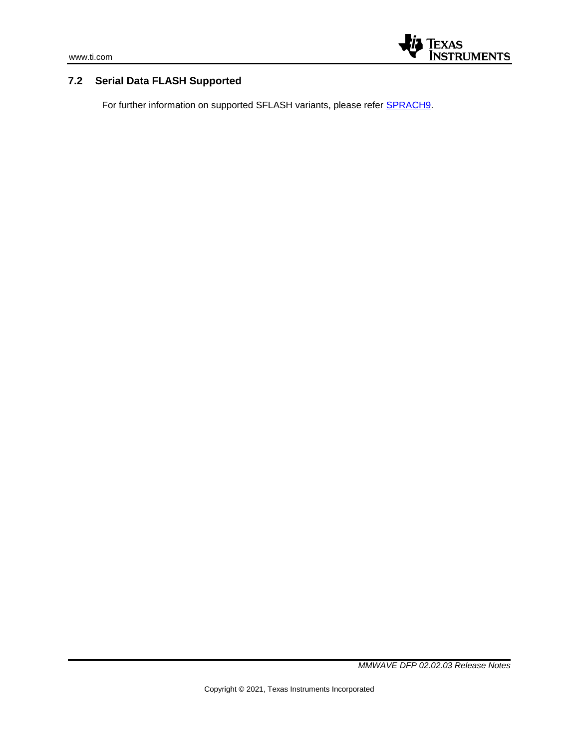## 7.2 Serial Data FLASH Supported

For further information on supported SFLASH variants, please refer SPRACH9.